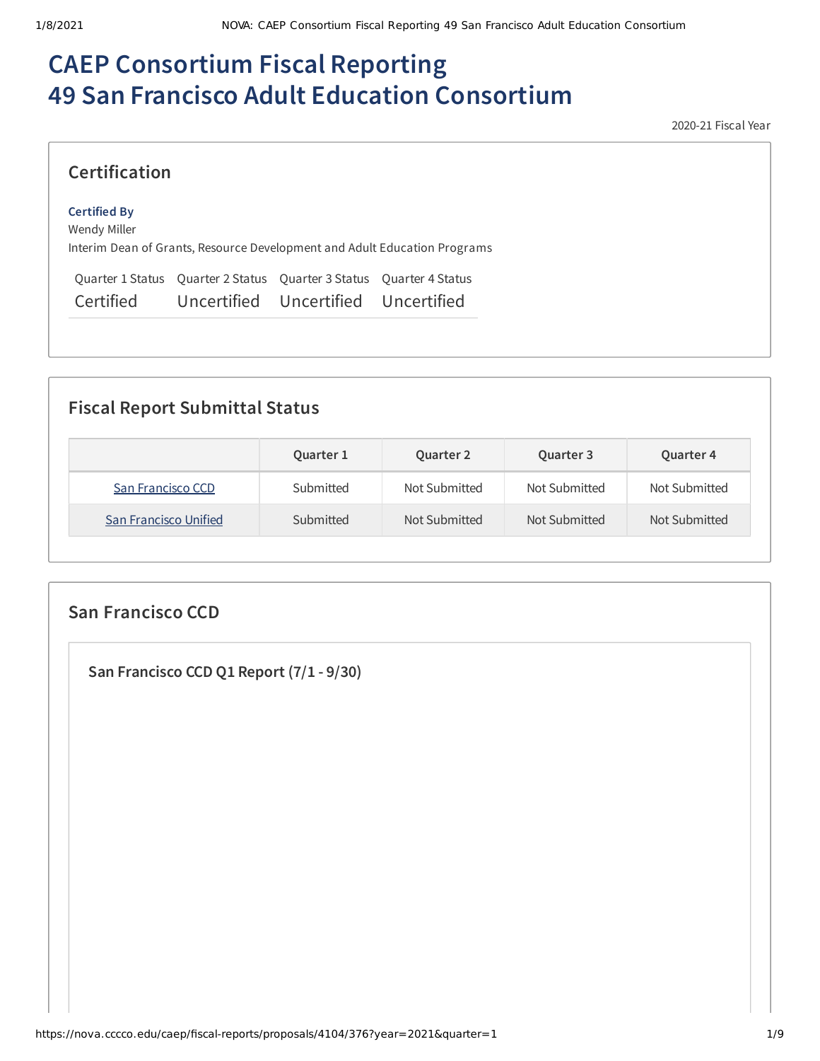# CAEP Consortium Fiscal Reporting
# 49 San Francisco Adult Education Consortium

2020-21 Fiscal Year

## Certification

**Certified By**
Wendy Miller
Interim Dean of Grants, Resource Development and Adult Education Programs

| Quarter 1 Status | Quarter 2 Status | Quarter 3 Status | Quarter 4 Status |
|---|---|---|---|
| Certified | Uncertified | Uncertified | Uncertified |

## Fiscal Report Submittal Status

| | Quarter 1 | Quarter 2 | Quarter 3 | Quarter 4 |
|---|---|---|---|---|
| San Francisco CCD | Submitted | Not Submitted | Not Submitted | Not Submitted |
| San Francisco Unified | Submitted | Not Submitted | Not Submitted | Not Submitted |

## San Francisco CCD

### San Francisco CCD Q1 Report (7/1 - 9/30)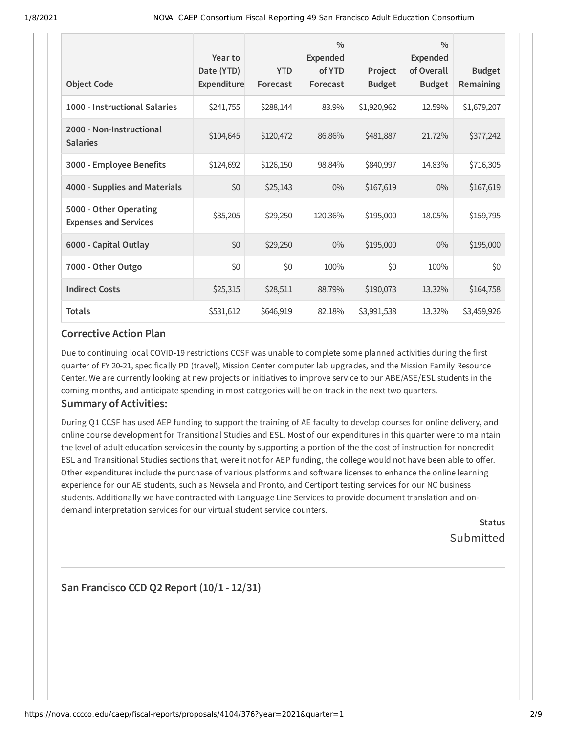| Object Code | Year to Date (YTD) Expenditure | YTD Forecast | % Expended of YTD Forecast | Project Budget | % Expended of Overall Budget | Budget Remaining |
|---|---|---|---|---|---|---|
| **1000 - Instructional Salaries** | $241,755 | $288,144 | 83.9% | $1,920,962 | 12.59% | $1,679,207 |
| **2000 - Non-Instructional Salaries** | $104,645 | $120,472 | 86.86% | $481,887 | 21.72% | $377,242 |
| **3000 - Employee Benefits** | $124,692 | $126,150 | 98.84% | $840,997 | 14.83% | $716,305 |
| **4000 - Supplies and Materials** | $0 | $25,143 | 0% | $167,619 | 0% | $167,619 |
| **5000 - Other Operating Expenses and Services** | $35,205 | $29,250 | 120.36% | $195,000 | 18.05% | $159,795 |
| **6000 - Capital Outlay** | $0 | $29,250 | 0% | $195,000 | 0% | $195,000 |
| **7000 - Other Outgo** | $0 | $0 | 100% | $0 | 100% | $0 |
| **Indirect Costs** | $25,315 | $28,511 | 88.79% | $190,073 | 13.32% | $164,758 |
| **Totals** | $531,612 | $646,919 | 82.18% | $3,991,538 | 13.32% | $3,459,926 |

### Corrective Action Plan

Due to continuing local COVID-19 restrictions CCSF was unable to complete some planned activities during the first quarter of FY 20-21, specifically PD (travel), Mission Center computer lab upgrades, and the Mission Family Resource Center. We are currently looking at new projects or initiatives to improve service to our ABE/ASE/ESL students in the coming months, and anticipate spending in most categories will be on track in the next two quarters.

### Summary of Activities:

During Q1 CCSF has used AEP funding to support the training of AE faculty to develop courses for online delivery, and online course development for Transitional Studies and ESL. Most of our expenditures in this quarter were to maintain the level of adult education services in the county by supporting a portion of the the cost of instruction for noncredit ESL and Transitional Studies sections that, were it not for AEP funding, the college would not have been able to offer. Other expenditures include the purchase of various platforms and software licenses to enhance the online learning experience for our AE students, such as Newsela and Pronto, and Certiport testing services for our NC business students. Additionally we have contracted with Language Line Services to provide document translation and on-demand interpretation services for our virtual student service counters.

**Status**

Submitted

---

### San Francisco CCD Q2 Report (10/1 - 12/31)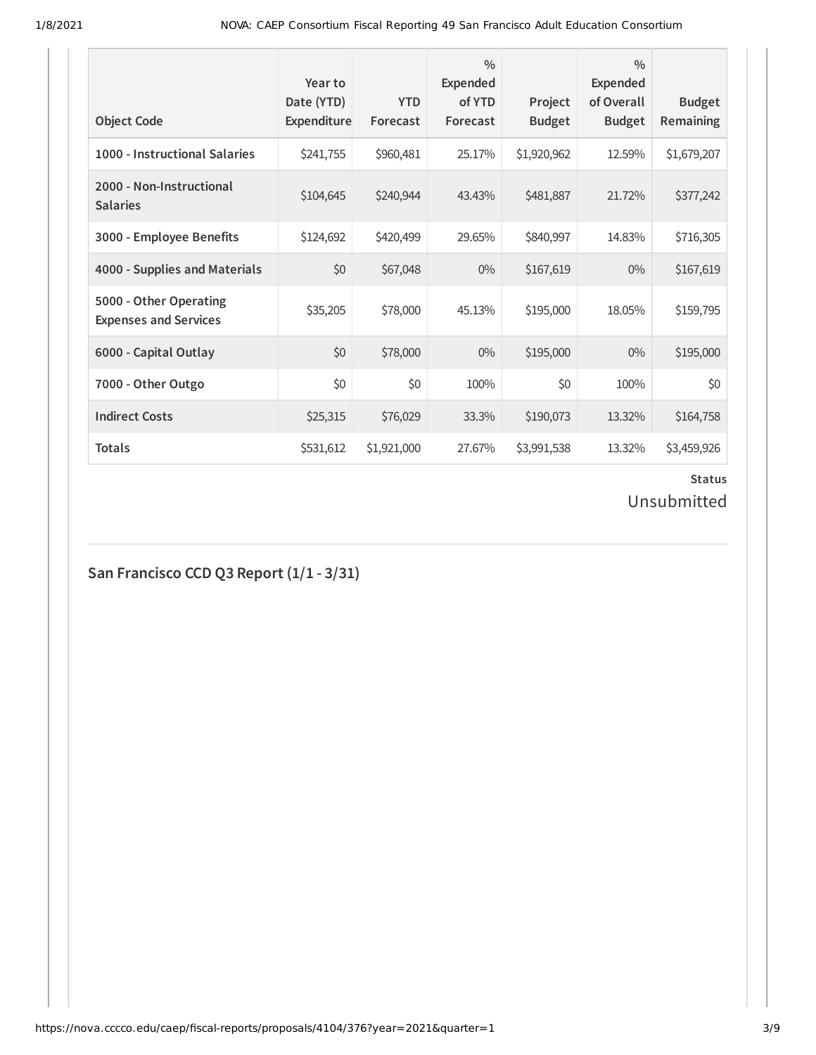| Object Code | Year to Date (YTD) Expenditure | YTD Forecast | % Expended of YTD Forecast | Project Budget | % Expended of Overall Budget | Budget Remaining |
|---|---|---|---|---|---|---|
| 1000 - Instructional Salaries | $241,755 | $960,481 | 25.17% | $1,920,962 | 12.59% | $1,679,207 |
| 2000 - Non-Instructional Salaries | $104,645 | $240,944 | 43.43% | $481,887 | 21.72% | $377,242 |
| 3000 - Employee Benefits | $124,692 | $420,499 | 29.65% | $840,997 | 14.83% | $716,305 |
| 4000 - Supplies and Materials | $0 | $67,048 | 0% | $167,619 | 0% | $167,619 |
| 5000 - Other Operating Expenses and Services | $35,205 | $78,000 | 45.13% | $195,000 | 18.05% | $159,795 |
| 6000 - Capital Outlay | $0 | $78,000 | 0% | $195,000 | 0% | $195,000 |
| 7000 - Other Outgo | $0 | $0 | 100% | $0 | 100% | $0 |
| Indirect Costs | $25,315 | $76,029 | 33.3% | $190,073 | 13.32% | $164,758 |
| Totals | $531,612 | $1,921,000 | 27.67% | $3,991,538 | 13.32% | $3,459,926 |

**Status**

Unsubmitted

## San Francisco CCD Q3 Report (1/1 - 3/31)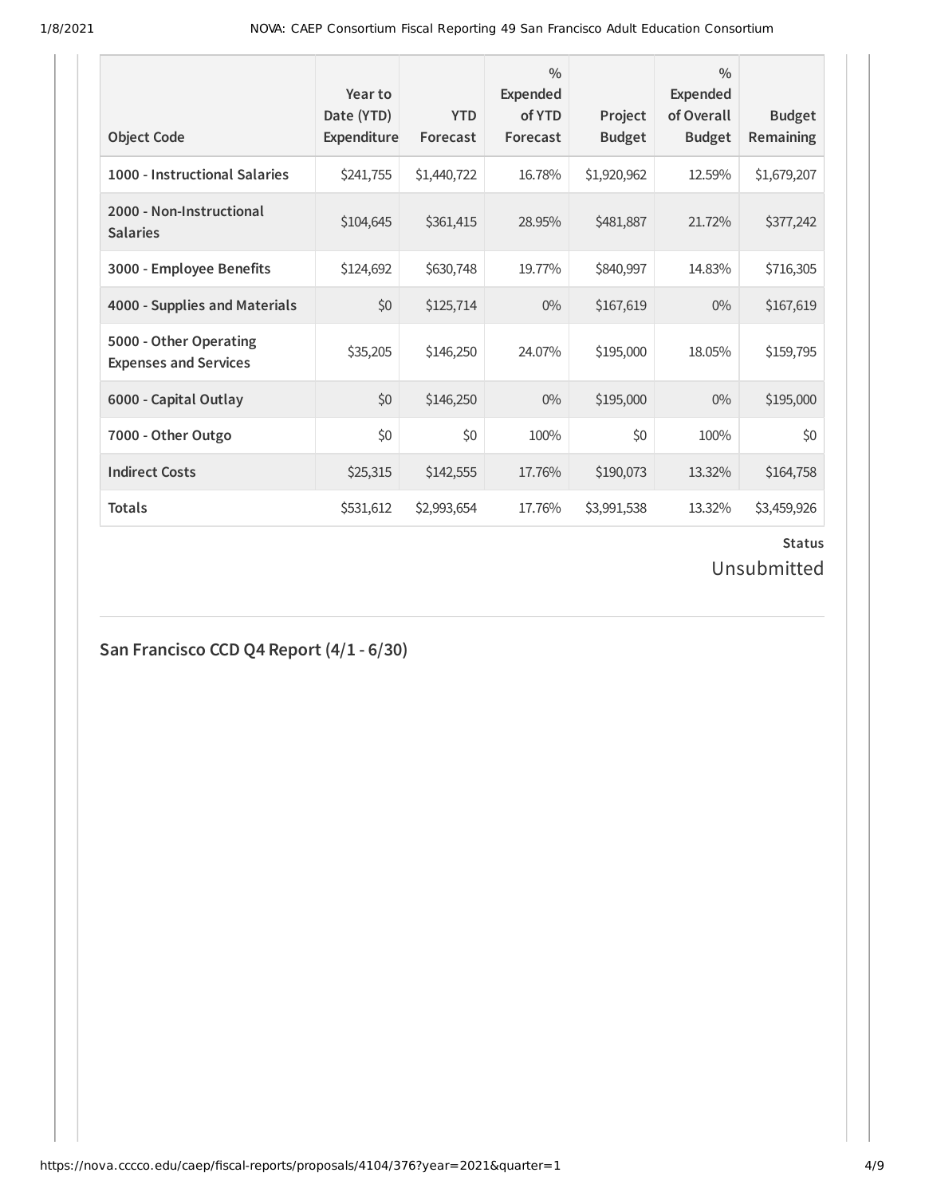| Object Code | Year to Date (YTD) Expenditure | YTD Forecast | % Expended of YTD Forecast | Project Budget | % Expended of Overall Budget | Budget Remaining |
|---|---|---|---|---|---|---|
| 1000 - Instructional Salaries | $241,755 | $1,440,722 | 16.78% | $1,920,962 | 12.59% | $1,679,207 |
| 2000 - Non-Instructional Salaries | $104,645 | $361,415 | 28.95% | $481,887 | 21.72% | $377,242 |
| 3000 - Employee Benefits | $124,692 | $630,748 | 19.77% | $840,997 | 14.83% | $716,305 |
| 4000 - Supplies and Materials | $0 | $125,714 | 0% | $167,619 | 0% | $167,619 |
| 5000 - Other Operating Expenses and Services | $35,205 | $146,250 | 24.07% | $195,000 | 18.05% | $159,795 |
| 6000 - Capital Outlay | $0 | $146,250 | 0% | $195,000 | 0% | $195,000 |
| 7000 - Other Outgo | $0 | $0 | 100% | $0 | 100% | $0 |
| Indirect Costs | $25,315 | $142,555 | 17.76% | $190,073 | 13.32% | $164,758 |
| Totals | $531,612 | $2,993,654 | 17.76% | $3,991,538 | 13.32% | $3,459,926 |

**Status**

Unsubmitted

## San Francisco CCD Q4 Report (4/1 - 6/30)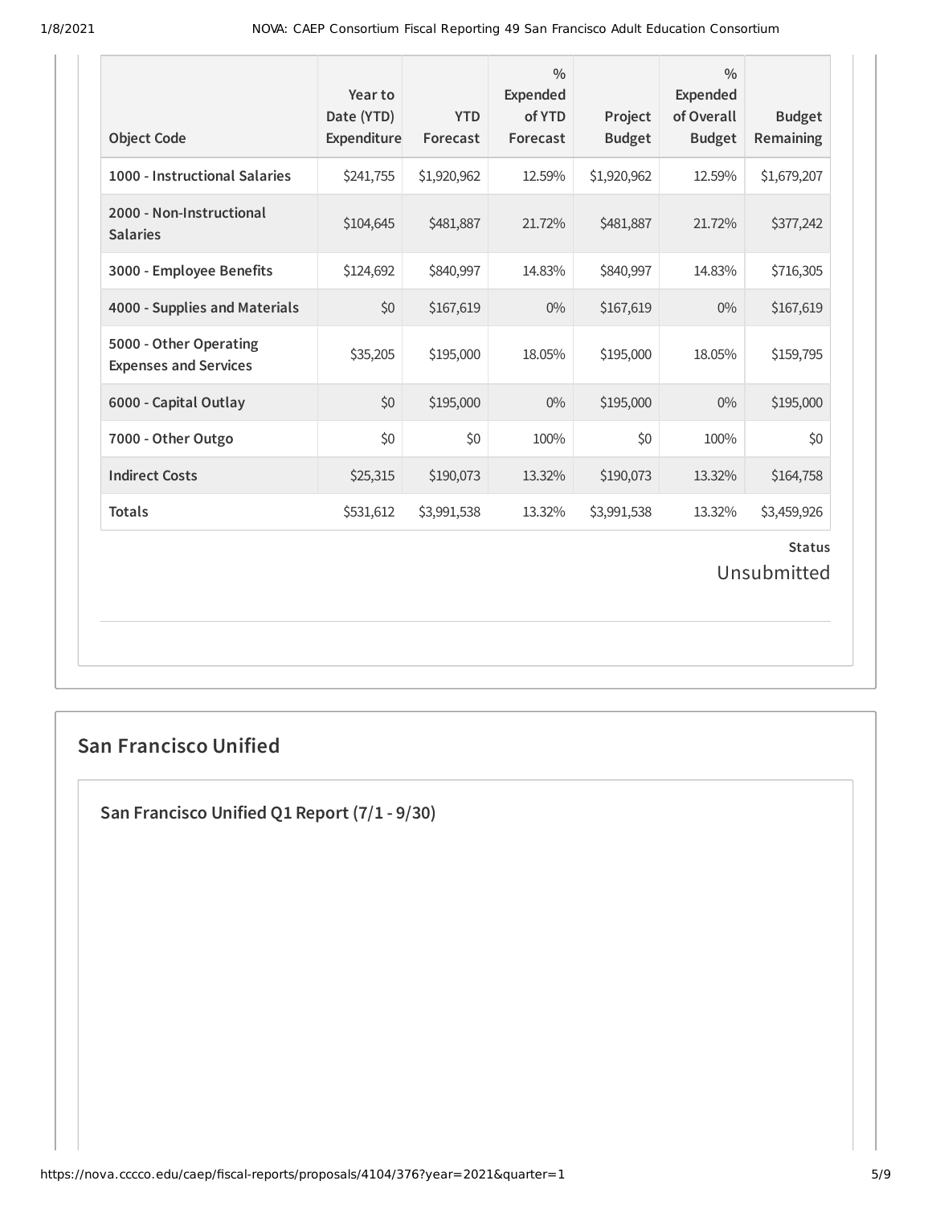| Object Code | Year to Date (YTD) Expenditure | YTD Forecast | % Expended of YTD Forecast | Project Budget | % Expended of Overall Budget | Budget Remaining |
|---|---|---|---|---|---|---|
| 1000 - Instructional Salaries | $241,755 | $1,920,962 | 12.59% | $1,920,962 | 12.59% | $1,679,207 |
| 2000 - Non-Instructional Salaries | $104,645 | $481,887 | 21.72% | $481,887 | 21.72% | $377,242 |
| 3000 - Employee Benefits | $124,692 | $840,997 | 14.83% | $840,997 | 14.83% | $716,305 |
| 4000 - Supplies and Materials | $0 | $167,619 | 0% | $167,619 | 0% | $167,619 |
| 5000 - Other Operating Expenses and Services | $35,205 | $195,000 | 18.05% | $195,000 | 18.05% | $159,795 |
| 6000 - Capital Outlay | $0 | $195,000 | 0% | $195,000 | 0% | $195,000 |
| 7000 - Other Outgo | $0 | $0 | 100% | $0 | 100% | $0 |
| Indirect Costs | $25,315 | $190,073 | 13.32% | $190,073 | 13.32% | $164,758 |
| Totals | $531,612 | $3,991,538 | 13.32% | $3,991,538 | 13.32% | $3,459,926 |

**Status**

Unsubmitted

## San Francisco Unified

### San Francisco Unified Q1 Report (7/1 - 9/30)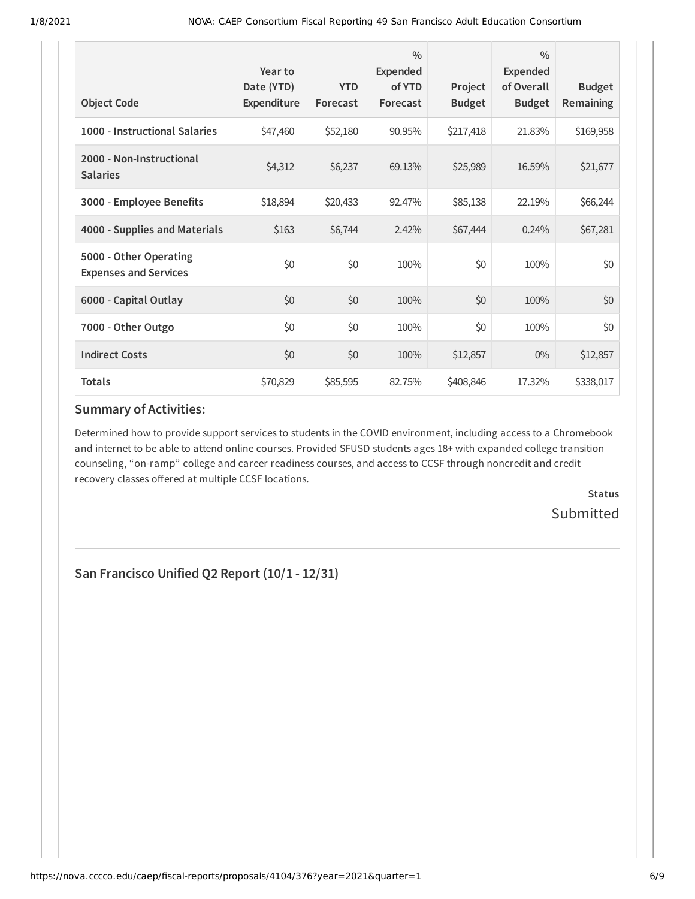| Object Code | Year to Date (YTD) Expenditure | YTD Forecast | % Expended of YTD Forecast | Project Budget | % Expended of Overall Budget | Budget Remaining |
|---|---|---|---|---|---|---|
| 1000 - Instructional Salaries | $47,460 | $52,180 | 90.95% | $217,418 | 21.83% | $169,958 |
| 2000 - Non-Instructional Salaries | $4,312 | $6,237 | 69.13% | $25,989 | 16.59% | $21,677 |
| 3000 - Employee Benefits | $18,894 | $20,433 | 92.47% | $85,138 | 22.19% | $66,244 |
| 4000 - Supplies and Materials | $163 | $6,744 | 2.42% | $67,444 | 0.24% | $67,281 |
| 5000 - Other Operating Expenses and Services | $0 | $0 | 100% | $0 | 100% | $0 |
| 6000 - Capital Outlay | $0 | $0 | 100% | $0 | 100% | $0 |
| 7000 - Other Outgo | $0 | $0 | 100% | $0 | 100% | $0 |
| Indirect Costs | $0 | $0 | 100% | $12,857 | 0% | $12,857 |
| Totals | $70,829 | $85,595 | 82.75% | $408,846 | 17.32% | $338,017 |

### Summary of Activities:

Determined how to provide support services to students in the COVID environment, including access to a Chromebook and internet to be able to attend online courses. Provided SFUSD students ages 18+ with expanded college transition counseling, "on-ramp" college and career readiness courses, and access to CCSF through noncredit and credit recovery classes offered at multiple CCSF locations.

**Status**

Submitted

---

## San Francisco Unified Q2 Report (10/1 - 12/31)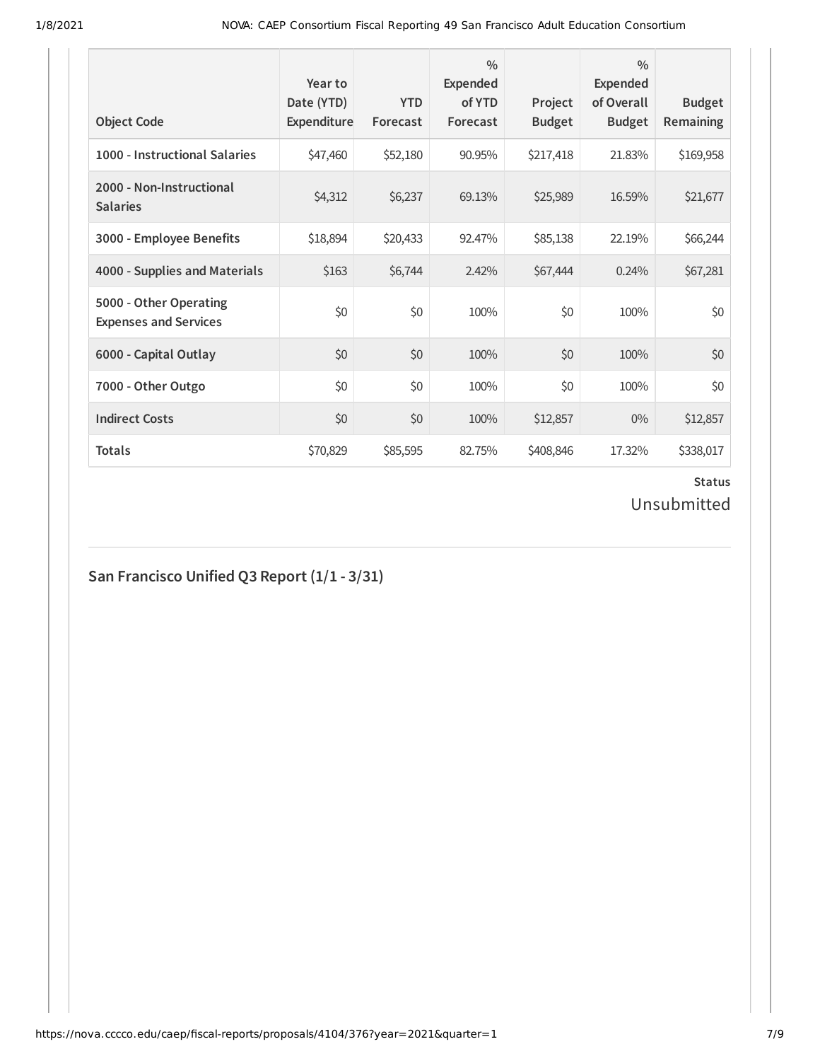| Object Code | Year to Date (YTD) Expenditure | YTD Forecast | % Expended of YTD Forecast | Project Budget | % Expended of Overall Budget | Budget Remaining |
|---|---|---|---|---|---|---|
| 1000 - Instructional Salaries | $47,460 | $52,180 | 90.95% | $217,418 | 21.83% | $169,958 |
| 2000 - Non-Instructional Salaries | $4,312 | $6,237 | 69.13% | $25,989 | 16.59% | $21,677 |
| 3000 - Employee Benefits | $18,894 | $20,433 | 92.47% | $85,138 | 22.19% | $66,244 |
| 4000 - Supplies and Materials | $163 | $6,744 | 2.42% | $67,444 | 0.24% | $67,281 |
| 5000 - Other Operating Expenses and Services | $0 | $0 | 100% | $0 | 100% | $0 |
| 6000 - Capital Outlay | $0 | $0 | 100% | $0 | 100% | $0 |
| 7000 - Other Outgo | $0 | $0 | 100% | $0 | 100% | $0 |
| Indirect Costs | $0 | $0 | 100% | $12,857 | 0% | $12,857 |
| Totals | $70,829 | $85,595 | 82.75% | $408,846 | 17.32% | $338,017 |

**Status**

Unsubmitted

## San Francisco Unified Q3 Report (1/1 - 3/31)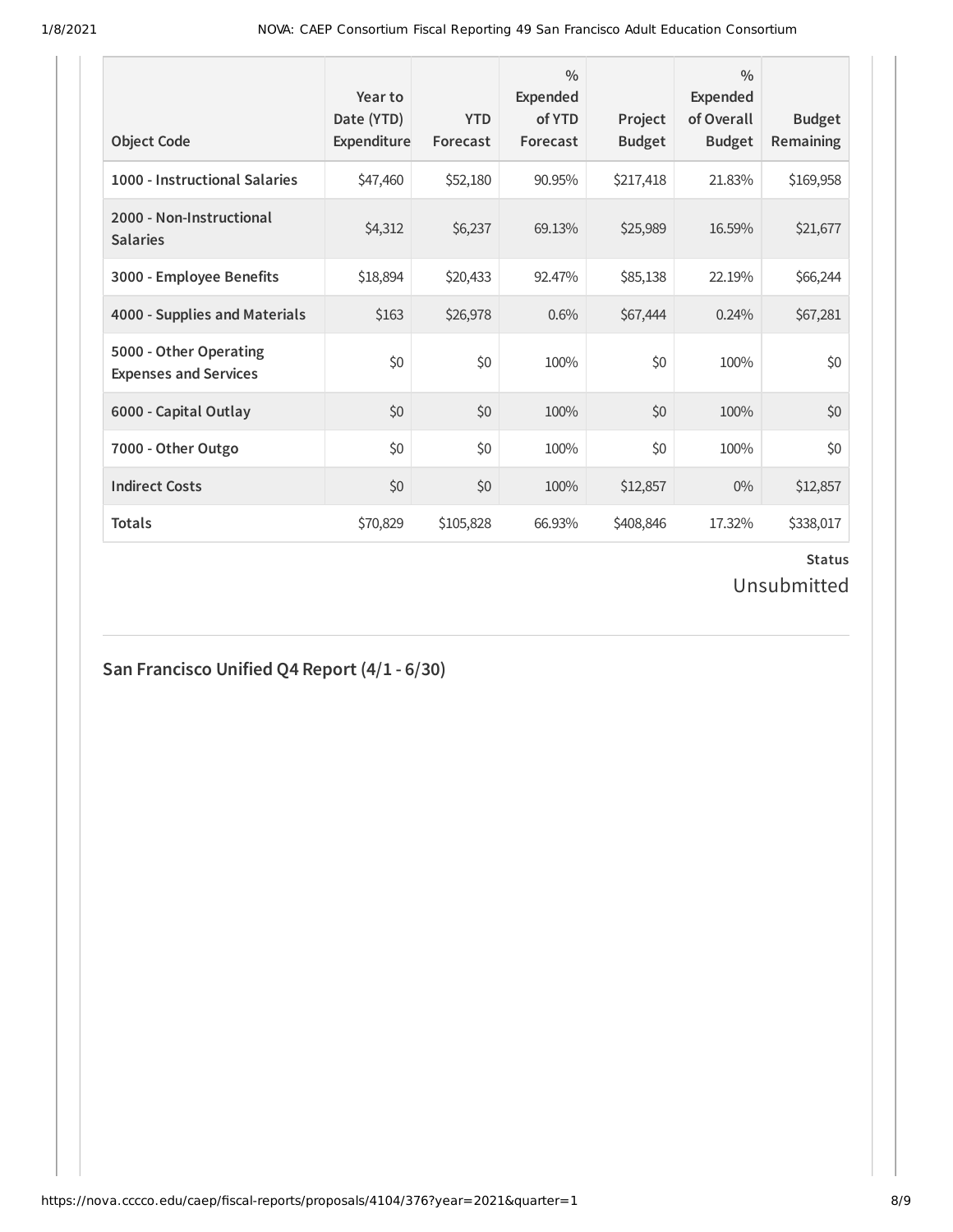| Object Code | Year to Date (YTD) Expenditure | YTD Forecast | % Expended of YTD Forecast | Project Budget | % Expended of Overall Budget | Budget Remaining |
|---|---|---|---|---|---|---|
| **1000 - Instructional Salaries** | $47,460 | $52,180 | 90.95% | $217,418 | 21.83% | $169,958 |
| **2000 - Non-Instructional Salaries** | $4,312 | $6,237 | 69.13% | $25,989 | 16.59% | $21,677 |
| **3000 - Employee Benefits** | $18,894 | $20,433 | 92.47% | $85,138 | 22.19% | $66,244 |
| **4000 - Supplies and Materials** | $163 | $26,978 | 0.6% | $67,444 | 0.24% | $67,281 |
| **5000 - Other Operating Expenses and Services** | $0 | $0 | 100% | $0 | 100% | $0 |
| **6000 - Capital Outlay** | $0 | $0 | 100% | $0 | 100% | $0 |
| **7000 - Other Outgo** | $0 | $0 | 100% | $0 | 100% | $0 |
| **Indirect Costs** | $0 | $0 | 100% | $12,857 | 0% | $12,857 |
| **Totals** | $70,829 | $105,828 | 66.93% | $408,846 | 17.32% | $338,017 |

**Status**

Unsubmitted

## San Francisco Unified Q4 Report (4/1 - 6/30)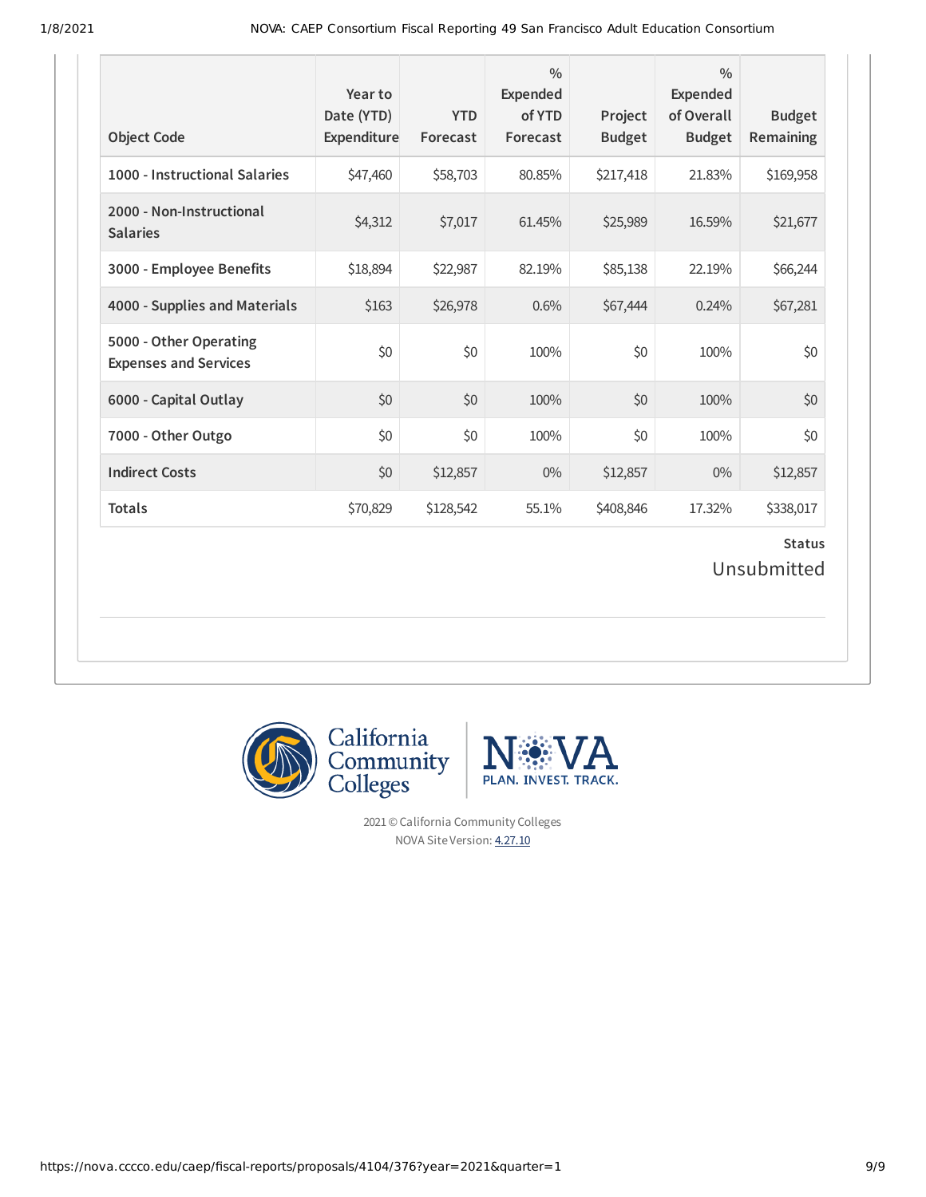| Object Code | Year to Date (YTD) Expenditure | YTD Forecast | % Expended of YTD Forecast | Project Budget | % Expended of Overall Budget | Budget Remaining |
|---|---|---|---|---|---|---|
| 1000 - Instructional Salaries | $47,460 | $58,703 | 80.85% | $217,418 | 21.83% | $169,958 |
| 2000 - Non-Instructional Salaries | $4,312 | $7,017 | 61.45% | $25,989 | 16.59% | $21,677 |
| 3000 - Employee Benefits | $18,894 | $22,987 | 82.19% | $85,138 | 22.19% | $66,244 |
| 4000 - Supplies and Materials | $163 | $26,978 | 0.6% | $67,444 | 0.24% | $67,281 |
| 5000 - Other Operating Expenses and Services | $0 | $0 | 100% | $0 | 100% | $0 |
| 6000 - Capital Outlay | $0 | $0 | 100% | $0 | 100% | $0 |
| 7000 - Other Outgo | $0 | $0 | 100% | $0 | 100% | $0 |
| Indirect Costs | $0 | $12,857 | 0% | $12,857 | 0% | $12,857 |
| Totals | $70,829 | $128,542 | 55.1% | $408,846 | 17.32% | $338,017 |

**Status**

Unsubmitted

2021 © California Community Colleges

NOVA Site Version: 4.27.10